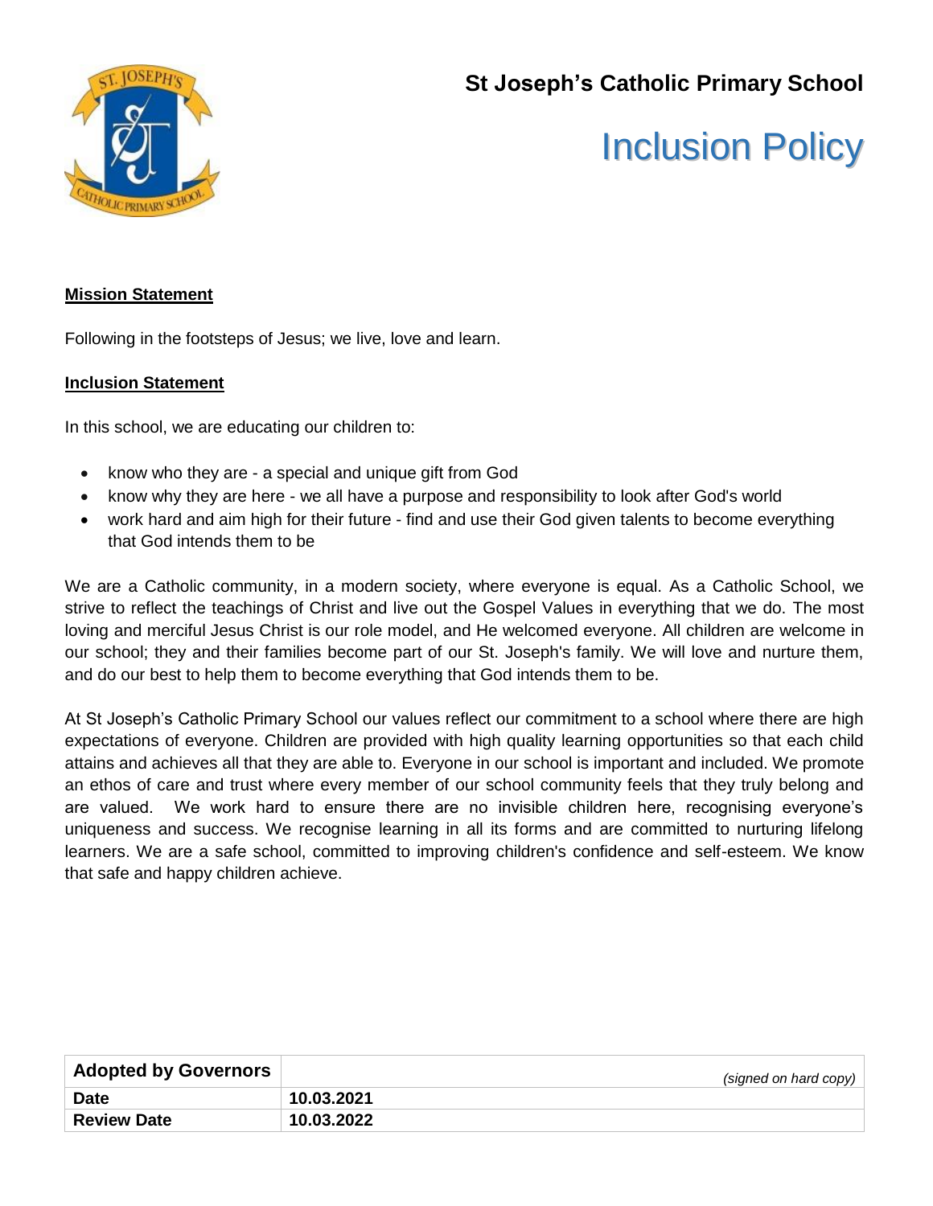# St Joseph's Catholic Primary School

# Inclusion Policy

**Mission Statement**

Following in the footsteps of Jesus; we live, love and learn.

**Inclusion Statement**

In this school, we are educating our children to:

- know who they are - a special and unique gift from God
- know why they are here - we all have a purpose and responsibility to look after God's world
- work hard and aim high for their future - find and use their God given talents to become everything that God intends them to be

We are a Catholic community, in a modern society, where everyone is equal. As a Catholic School, we strive to reflect the teachings of Christ and live out the Gospel Values in everything that we do. The most loving and merciful Jesus Christ is our role model, and He welcomed everyone. All children are welcome in our school; they and their families become part of our St. Joseph's family. We will love and nurture them, and do our best to help them to become everything that God intends them to be.

At St Joseph's Catholic Primary School our values reflect our commitment to a school where there are high expectations of everyone. Children are provided with high quality learning opportunities so that each child attains and achieves all that they are able to. Everyone in our school is important and included. We promote an ethos of care and trust where every member of our school community feels that they truly belong and are valued. We work hard to ensure there are no invisible children here, recognising everyone's uniqueness and success. We recognise learning in all its forms and are committed to nurturing lifelong learners. We are a safe school, committed to improving children's confidence and self-esteem. We know that safe and happy children achieve.

| **Adopted by Governors** | *(signed on hard copy)* |
|---|---|
| **Date** | **10.03.2021** |
| **Review Date** | **10.03.2022** |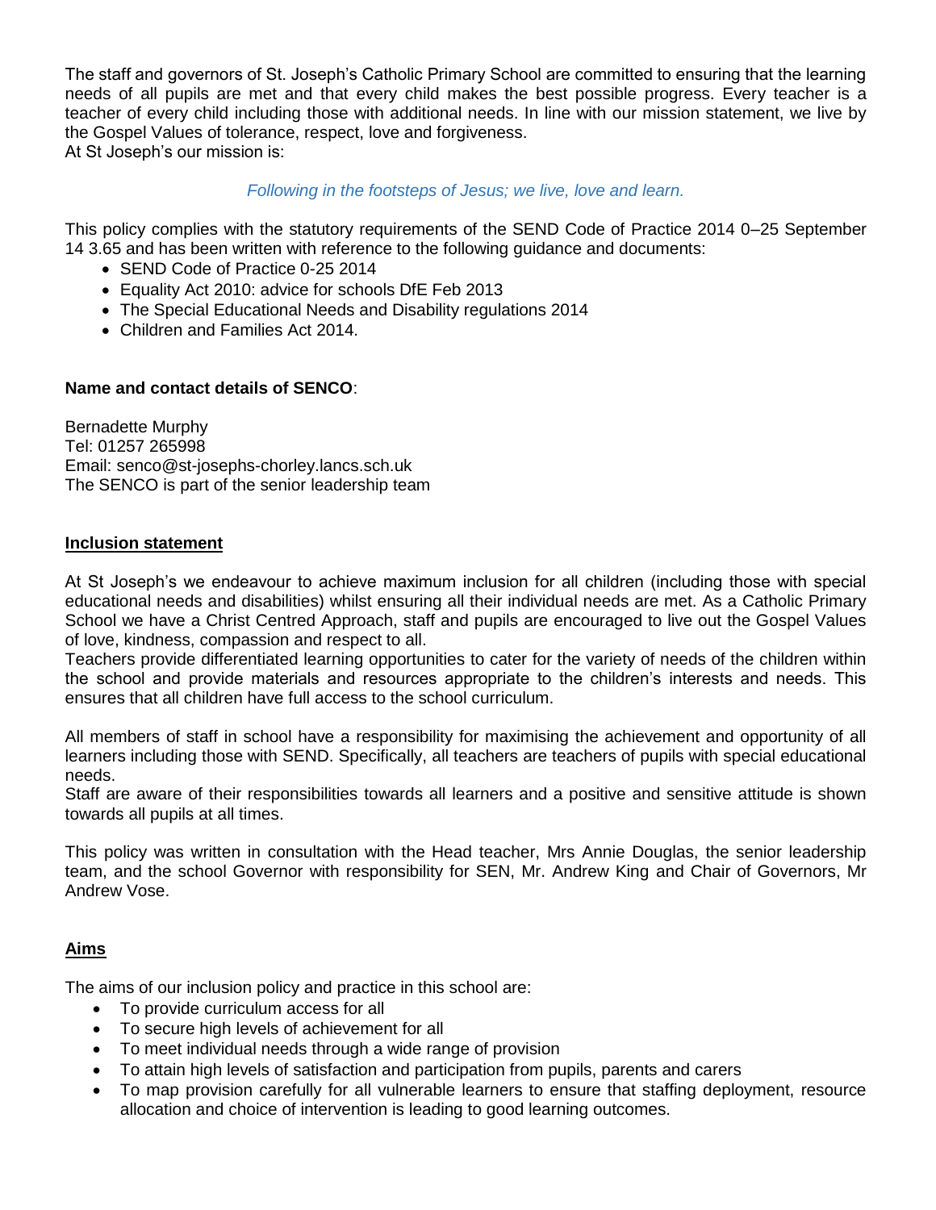The staff and governors of St. Joseph's Catholic Primary School are committed to ensuring that the learning needs of all pupils are met and that every child makes the best possible progress. Every teacher is a teacher of every child including those with additional needs. In line with our mission statement, we live by the Gospel Values of tolerance, respect, love and forgiveness.
At St Joseph's our mission is:

*Following in the footsteps of Jesus; we live, love and learn.*

This policy complies with the statutory requirements of the SEND Code of Practice 2014 0–25 September 14 3.65 and has been written with reference to the following guidance and documents:

- SEND Code of Practice 0-25 2014
- Equality Act 2010: advice for schools DfE Feb 2013
- The Special Educational Needs and Disability regulations 2014
- Children and Families Act 2014.

**Name and contact details of SENCO**:

Bernadette Murphy
Tel: 01257 265998
Email: senco@st-josephs-chorley.lancs.sch.uk
The SENCO is part of the senior leadership team

## Inclusion statement

At St Joseph's we endeavour to achieve maximum inclusion for all children (including those with special educational needs and disabilities) whilst ensuring all their individual needs are met. As a Catholic Primary School we have a Christ Centred Approach, staff and pupils are encouraged to live out the Gospel Values of love, kindness, compassion and respect to all.
Teachers provide differentiated learning opportunities to cater for the variety of needs of the children within the school and provide materials and resources appropriate to the children's interests and needs. This ensures that all children have full access to the school curriculum.

All members of staff in school have a responsibility for maximising the achievement and opportunity of all learners including those with SEND. Specifically, all teachers are teachers of pupils with special educational needs.
Staff are aware of their responsibilities towards all learners and a positive and sensitive attitude is shown towards all pupils at all times.

This policy was written in consultation with the Head teacher, Mrs Annie Douglas, the senior leadership team, and the school Governor with responsibility for SEN, Mr. Andrew King and Chair of Governors, Mr Andrew Vose.

## Aims

The aims of our inclusion policy and practice in this school are:

- To provide curriculum access for all
- To secure high levels of achievement for all
- To meet individual needs through a wide range of provision
- To attain high levels of satisfaction and participation from pupils, parents and carers
- To map provision carefully for all vulnerable learners to ensure that staffing deployment, resource allocation and choice of intervention is leading to good learning outcomes.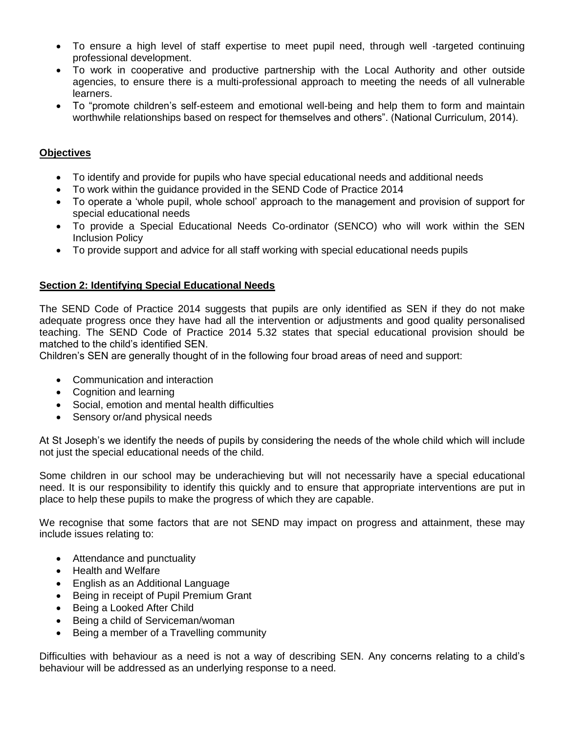- To ensure a high level of staff expertise to meet pupil need, through well -targeted continuing professional development.
- To work in cooperative and productive partnership with the Local Authority and other outside agencies, to ensure there is a multi-professional approach to meeting the needs of all vulnerable learners.
- To "promote children's self-esteem and emotional well-being and help them to form and maintain worthwhile relationships based on respect for themselves and others". (National Curriculum, 2014).

**Objectives**

- To identify and provide for pupils who have special educational needs and additional needs
- To work within the guidance provided in the SEND Code of Practice 2014
- To operate a 'whole pupil, whole school' approach to the management and provision of support for special educational needs
- To provide a Special Educational Needs Co-ordinator (SENCO) who will work within the SEN Inclusion Policy
- To provide support and advice for all staff working with special educational needs pupils

**Section 2: Identifying Special Educational Needs**

The SEND Code of Practice 2014 suggests that pupils are only identified as SEN if they do not make adequate progress once they have had all the intervention or adjustments and good quality personalised teaching. The SEND Code of Practice 2014 5.32 states that special educational provision should be matched to the child's identified SEN.
Children's SEN are generally thought of in the following four broad areas of need and support:

- Communication and interaction
- Cognition and learning
- Social, emotion and mental health difficulties
- Sensory or/and physical needs

At St Joseph's we identify the needs of pupils by considering the needs of the whole child which will include not just the special educational needs of the child.

Some children in our school may be underachieving but will not necessarily have a special educational need. It is our responsibility to identify this quickly and to ensure that appropriate interventions are put in place to help these pupils to make the progress of which they are capable.

We recognise that some factors that are not SEND may impact on progress and attainment, these may include issues relating to:

- Attendance and punctuality
- Health and Welfare
- English as an Additional Language
- Being in receipt of Pupil Premium Grant
- Being a Looked After Child
- Being a child of Serviceman/woman
- Being a member of a Travelling community

Difficulties with behaviour as a need is not a way of describing SEN. Any concerns relating to a child's behaviour will be addressed as an underlying response to a need.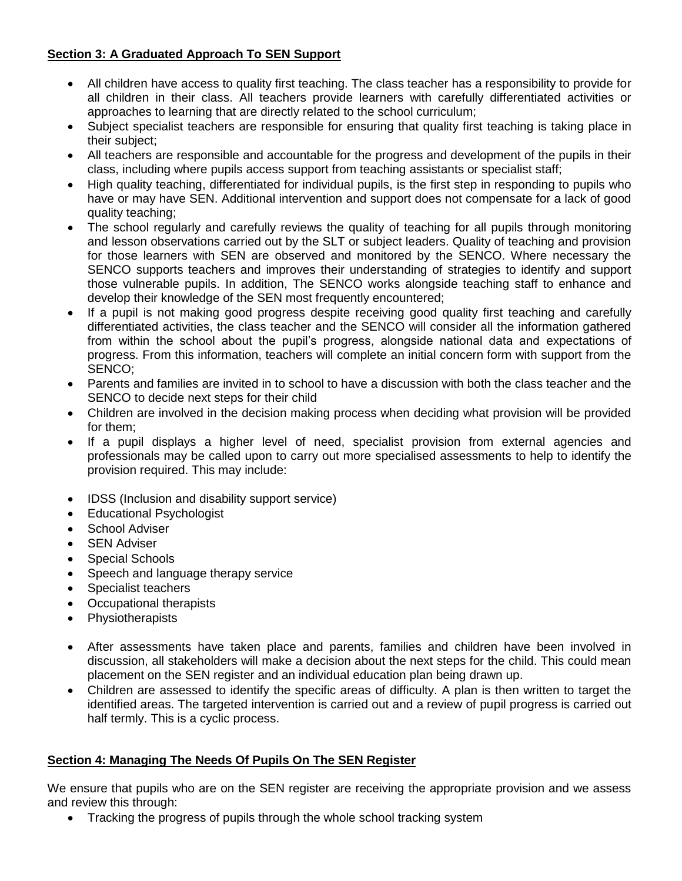**Section 3: A Graduated Approach To SEN Support**

- All children have access to quality first teaching. The class teacher has a responsibility to provide for all children in their class. All teachers provide learners with carefully differentiated activities or approaches to learning that are directly related to the school curriculum;
- Subject specialist teachers are responsible for ensuring that quality first teaching is taking place in their subject;
- All teachers are responsible and accountable for the progress and development of the pupils in their class, including where pupils access support from teaching assistants or specialist staff;
- High quality teaching, differentiated for individual pupils, is the first step in responding to pupils who have or may have SEN. Additional intervention and support does not compensate for a lack of good quality teaching;
- The school regularly and carefully reviews the quality of teaching for all pupils through monitoring and lesson observations carried out by the SLT or subject leaders. Quality of teaching and provision for those learners with SEN are observed and monitored by the SENCO. Where necessary the SENCO supports teachers and improves their understanding of strategies to identify and support those vulnerable pupils. In addition, The SENCO works alongside teaching staff to enhance and develop their knowledge of the SEN most frequently encountered;
- If a pupil is not making good progress despite receiving good quality first teaching and carefully differentiated activities, the class teacher and the SENCO will consider all the information gathered from within the school about the pupil's progress, alongside national data and expectations of progress. From this information, teachers will complete an initial concern form with support from the SENCO;
- Parents and families are invited in to school to have a discussion with both the class teacher and the SENCO to decide next steps for their child
- Children are involved in the decision making process when deciding what provision will be provided for them;
- If a pupil displays a higher level of need, specialist provision from external agencies and professionals may be called upon to carry out more specialised assessments to help to identify the provision required. This may include:

- IDSS (Inclusion and disability support service)
- Educational Psychologist
- School Adviser
- SEN Adviser
- Special Schools
- Speech and language therapy service
- Specialist teachers
- Occupational therapists
- Physiotherapists

- After assessments have taken place and parents, families and children have been involved in discussion, all stakeholders will make a decision about the next steps for the child. This could mean placement on the SEN register and an individual education plan being drawn up.
- Children are assessed to identify the specific areas of difficulty. A plan is then written to target the identified areas. The targeted intervention is carried out and a review of pupil progress is carried out half termly. This is a cyclic process.

**Section 4: Managing The Needs Of Pupils On The SEN Register**

We ensure that pupils who are on the SEN register are receiving the appropriate provision and we assess and review this through:

- Tracking the progress of pupils through the whole school tracking system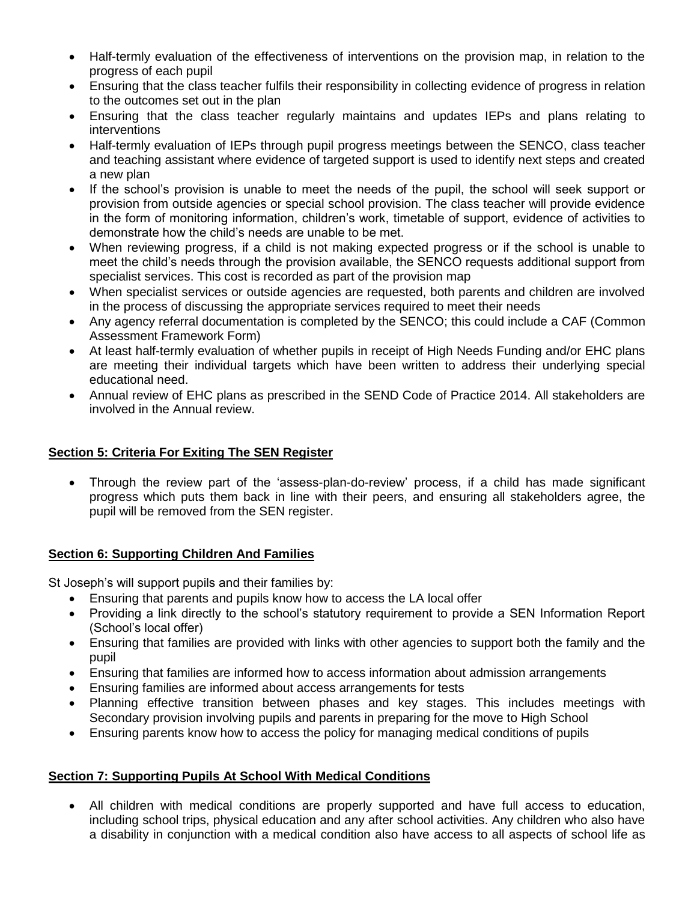- Half-termly evaluation of the effectiveness of interventions on the provision map, in relation to the progress of each pupil
- Ensuring that the class teacher fulfils their responsibility in collecting evidence of progress in relation to the outcomes set out in the plan
- Ensuring that the class teacher regularly maintains and updates IEPs and plans relating to interventions
- Half-termly evaluation of IEPs through pupil progress meetings between the SENCO, class teacher and teaching assistant where evidence of targeted support is used to identify next steps and created a new plan
- If the school's provision is unable to meet the needs of the pupil, the school will seek support or provision from outside agencies or special school provision. The class teacher will provide evidence in the form of monitoring information, children's work, timetable of support, evidence of activities to demonstrate how the child's needs are unable to be met.
- When reviewing progress, if a child is not making expected progress or if the school is unable to meet the child's needs through the provision available, the SENCO requests additional support from specialist services. This cost is recorded as part of the provision map
- When specialist services or outside agencies are requested, both parents and children are involved in the process of discussing the appropriate services required to meet their needs
- Any agency referral documentation is completed by the SENCO; this could include a CAF (Common Assessment Framework Form)
- At least half-termly evaluation of whether pupils in receipt of High Needs Funding and/or EHC plans are meeting their individual targets which have been written to address their underlying special educational need.
- Annual review of EHC plans as prescribed in the SEND Code of Practice 2014. All stakeholders are involved in the Annual review.

## Section 5: Criteria For Exiting The SEN Register

- Through the review part of the 'assess-plan-do-review' process, if a child has made significant progress which puts them back in line with their peers, and ensuring all stakeholders agree, the pupil will be removed from the SEN register.

## Section 6: Supporting Children And Families

St Joseph's will support pupils and their families by:

- Ensuring that parents and pupils know how to access the LA local offer
- Providing a link directly to the school's statutory requirement to provide a SEN Information Report (School's local offer)
- Ensuring that families are provided with links with other agencies to support both the family and the pupil
- Ensuring that families are informed how to access information about admission arrangements
- Ensuring families are informed about access arrangements for tests
- Planning effective transition between phases and key stages. This includes meetings with Secondary provision involving pupils and parents in preparing for the move to High School
- Ensuring parents know how to access the policy for managing medical conditions of pupils

## Section 7: Supporting Pupils At School With Medical Conditions

- All children with medical conditions are properly supported and have full access to education, including school trips, physical education and any after school activities. Any children who also have a disability in conjunction with a medical condition also have access to all aspects of school life as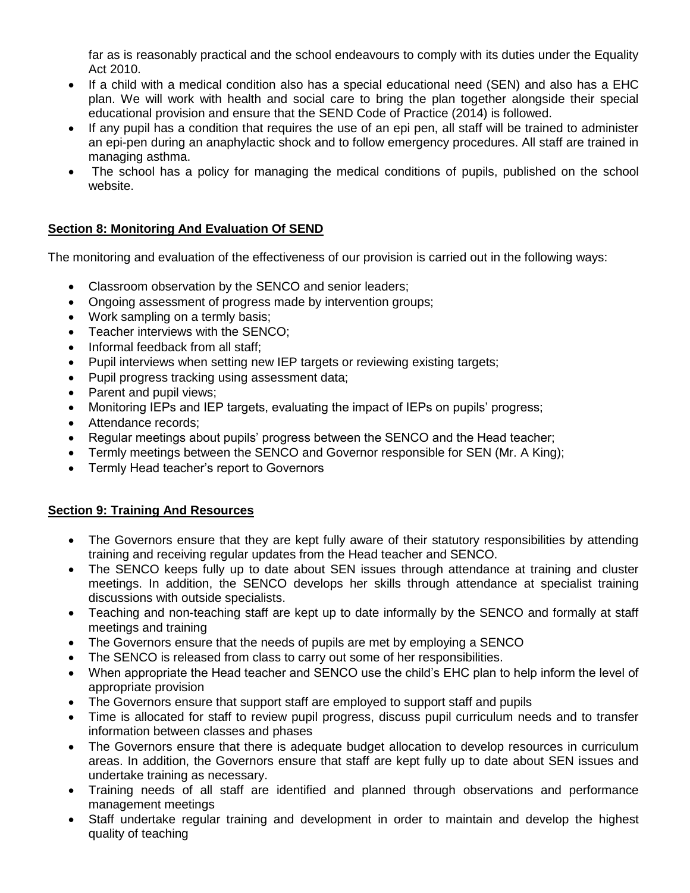far as is reasonably practical and the school endeavours to comply with its duties under the Equality Act 2010.

- If a child with a medical condition also has a special educational need (SEN) and also has a EHC plan. We will work with health and social care to bring the plan together alongside their special educational provision and ensure that the SEND Code of Practice (2014) is followed.
- If any pupil has a condition that requires the use of an epi pen, all staff will be trained to administer an epi-pen during an anaphylactic shock and to follow emergency procedures. All staff are trained in managing asthma.
- The school has a policy for managing the medical conditions of pupils, published on the school website.

## Section 8: Monitoring And Evaluation Of SEND

The monitoring and evaluation of the effectiveness of our provision is carried out in the following ways:

- Classroom observation by the SENCO and senior leaders;
- Ongoing assessment of progress made by intervention groups;
- Work sampling on a termly basis;
- Teacher interviews with the SENCO;
- Informal feedback from all staff;
- Pupil interviews when setting new IEP targets or reviewing existing targets;
- Pupil progress tracking using assessment data;
- Parent and pupil views;
- Monitoring IEPs and IEP targets, evaluating the impact of IEPs on pupils' progress;
- Attendance records;
- Regular meetings about pupils' progress between the SENCO and the Head teacher;
- Termly meetings between the SENCO and Governor responsible for SEN (Mr. A King);
- Termly Head teacher's report to Governors

## Section 9: Training And Resources

- The Governors ensure that they are kept fully aware of their statutory responsibilities by attending training and receiving regular updates from the Head teacher and SENCO.
- The SENCO keeps fully up to date about SEN issues through attendance at training and cluster meetings. In addition, the SENCO develops her skills through attendance at specialist training discussions with outside specialists.
- Teaching and non-teaching staff are kept up to date informally by the SENCO and formally at staff meetings and training
- The Governors ensure that the needs of pupils are met by employing a SENCO
- The SENCO is released from class to carry out some of her responsibilities.
- When appropriate the Head teacher and SENCO use the child's EHC plan to help inform the level of appropriate provision
- The Governors ensure that support staff are employed to support staff and pupils
- Time is allocated for staff to review pupil progress, discuss pupil curriculum needs and to transfer information between classes and phases
- The Governors ensure that there is adequate budget allocation to develop resources in curriculum areas. In addition, the Governors ensure that staff are kept fully up to date about SEN issues and undertake training as necessary.
- Training needs of all staff are identified and planned through observations and performance management meetings
- Staff undertake regular training and development in order to maintain and develop the highest quality of teaching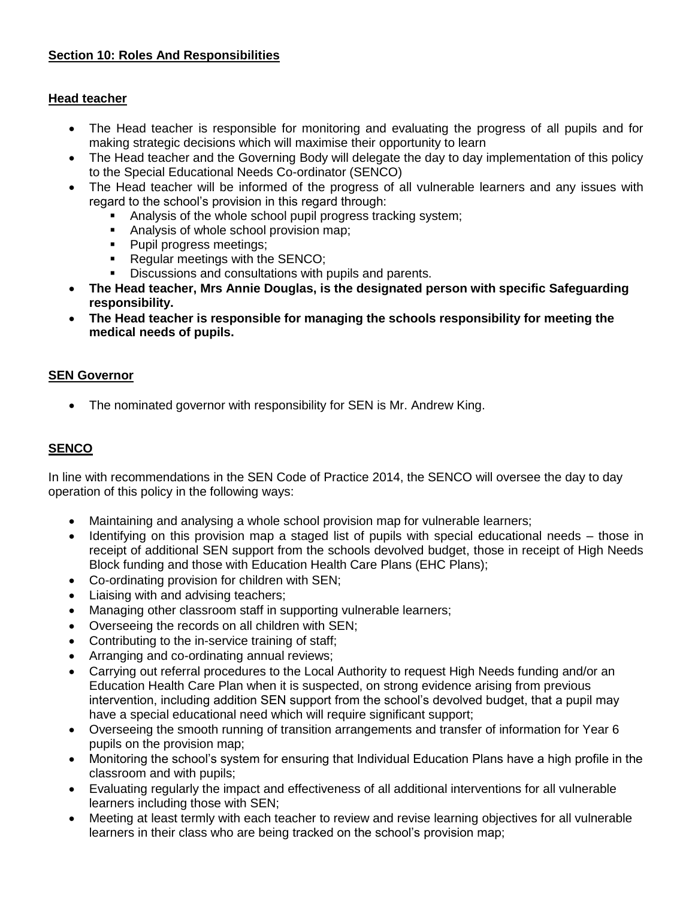**Section 10: Roles And Responsibilities**

**Head teacher**

- The Head teacher is responsible for monitoring and evaluating the progress of all pupils and for making strategic decisions which will maximise their opportunity to learn
- The Head teacher and the Governing Body will delegate the day to day implementation of this policy to the Special Educational Needs Co-ordinator (SENCO)
- The Head teacher will be informed of the progress of all vulnerable learners and any issues with regard to the school's provision in this regard through:
  - Analysis of the whole school pupil progress tracking system;
  - Analysis of whole school provision map;
  - Pupil progress meetings;
  - Regular meetings with the SENCO;
  - Discussions and consultations with pupils and parents.
- **The Head teacher, Mrs Annie Douglas, is the designated person with specific Safeguarding responsibility.**
- **The Head teacher is responsible for managing the schools responsibility for meeting the medical needs of pupils.**

**SEN Governor**

- The nominated governor with responsibility for SEN is Mr. Andrew King.

**SENCO**

In line with recommendations in the SEN Code of Practice 2014, the SENCO will oversee the day to day operation of this policy in the following ways:

- Maintaining and analysing a whole school provision map for vulnerable learners;
- Identifying on this provision map a staged list of pupils with special educational needs – those in receipt of additional SEN support from the schools devolved budget, those in receipt of High Needs Block funding and those with Education Health Care Plans (EHC Plans);
- Co-ordinating provision for children with SEN;
- Liaising with and advising teachers;
- Managing other classroom staff in supporting vulnerable learners;
- Overseeing the records on all children with SEN;
- Contributing to the in-service training of staff;
- Arranging and co-ordinating annual reviews;
- Carrying out referral procedures to the Local Authority to request High Needs funding and/or an Education Health Care Plan when it is suspected, on strong evidence arising from previous intervention, including addition SEN support from the school's devolved budget, that a pupil may have a special educational need which will require significant support;
- Overseeing the smooth running of transition arrangements and transfer of information for Year 6 pupils on the provision map;
- Monitoring the school's system for ensuring that Individual Education Plans have a high profile in the classroom and with pupils;
- Evaluating regularly the impact and effectiveness of all additional interventions for all vulnerable learners including those with SEN;
- Meeting at least termly with each teacher to review and revise learning objectives for all vulnerable learners in their class who are being tracked on the school's provision map;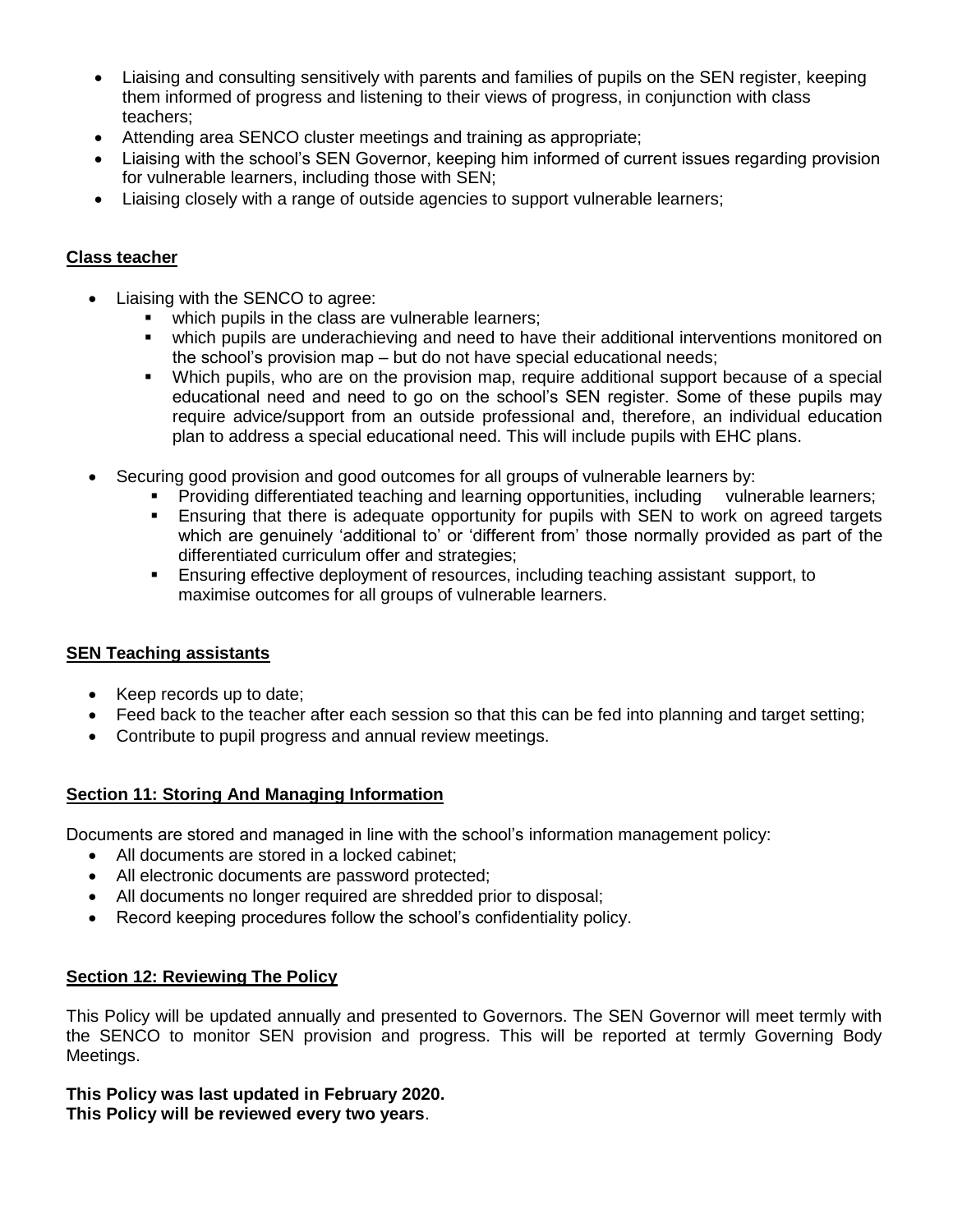- Liaising and consulting sensitively with parents and families of pupils on the SEN register, keeping them informed of progress and listening to their views of progress, in conjunction with class teachers;
- Attending area SENCO cluster meetings and training as appropriate;
- Liaising with the school's SEN Governor, keeping him informed of current issues regarding provision for vulnerable learners, including those with SEN;
- Liaising closely with a range of outside agencies to support vulnerable learners;

**Class teacher**

- Liaising with the SENCO to agree:
  - which pupils in the class are vulnerable learners;
  - which pupils are underachieving and need to have their additional interventions monitored on the school's provision map – but do not have special educational needs;
  - Which pupils, who are on the provision map, require additional support because of a special educational need and need to go on the school's SEN register. Some of these pupils may require advice/support from an outside professional and, therefore, an individual education plan to address a special educational need. This will include pupils with EHC plans.
- Securing good provision and good outcomes for all groups of vulnerable learners by:
  - Providing differentiated teaching and learning opportunities, including vulnerable learners;
  - Ensuring that there is adequate opportunity for pupils with SEN to work on agreed targets which are genuinely 'additional to' or 'different from' those normally provided as part of the differentiated curriculum offer and strategies;
  - Ensuring effective deployment of resources, including teaching assistant support, to maximise outcomes for all groups of vulnerable learners.

**SEN Teaching assistants**

- Keep records up to date;
- Feed back to the teacher after each session so that this can be fed into planning and target setting;
- Contribute to pupil progress and annual review meetings.

**Section 11: Storing And Managing Information**

Documents are stored and managed in line with the school's information management policy:

- All documents are stored in a locked cabinet;
- All electronic documents are password protected;
- All documents no longer required are shredded prior to disposal;
- Record keeping procedures follow the school's confidentiality policy.

**Section 12: Reviewing The Policy**

This Policy will be updated annually and presented to Governors. The SEN Governor will meet termly with the SENCO to monitor SEN provision and progress. This will be reported at termly Governing Body Meetings.

**This Policy was last updated in February 2020.**
**This Policy will be reviewed every two years**.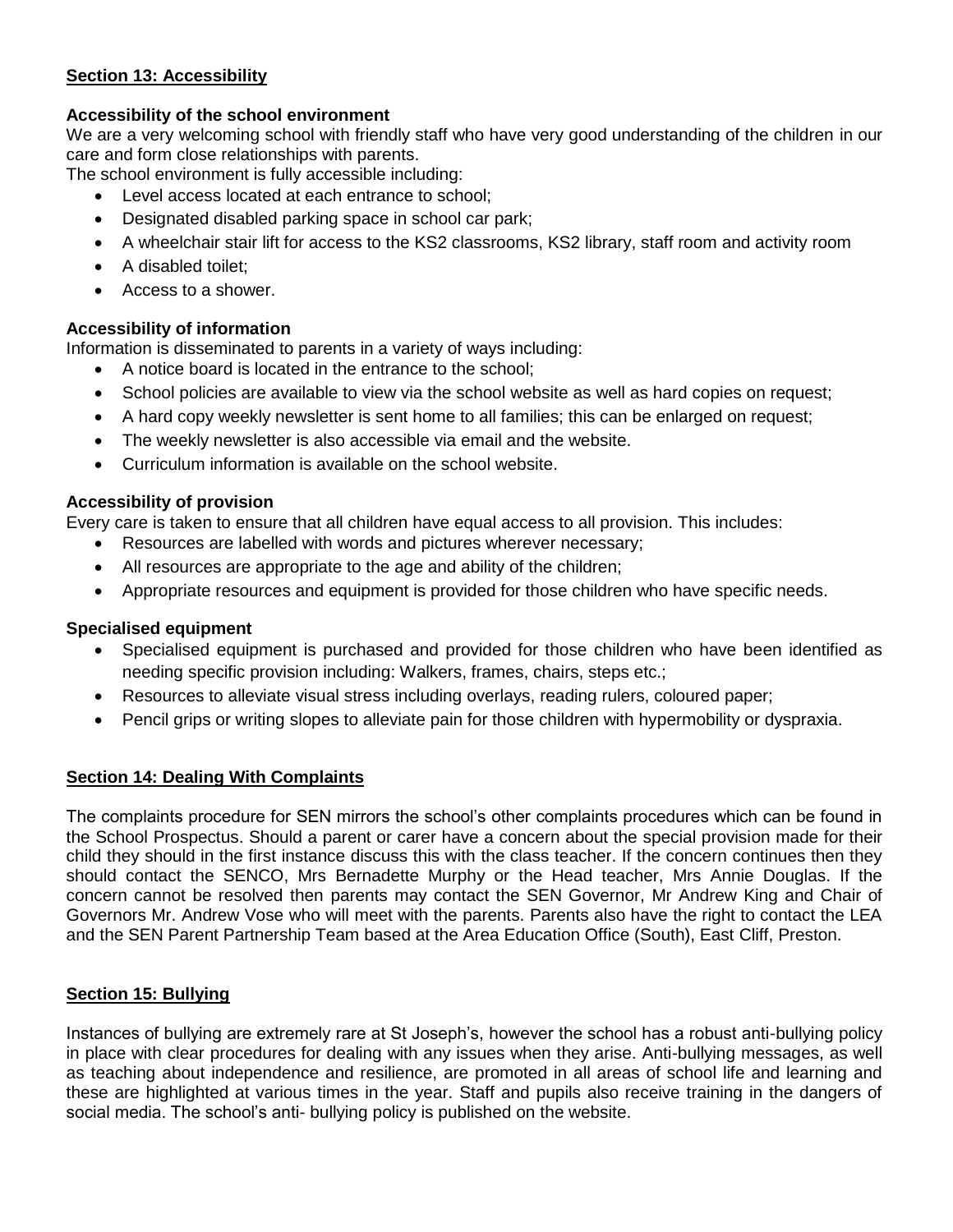## Section 13: Accessibility

### Accessibility of the school environment

We are a very welcoming school with friendly staff who have very good understanding of the children in our care and form close relationships with parents.

The school environment is fully accessible including:

- Level access located at each entrance to school;
- Designated disabled parking space in school car park;
- A wheelchair stair lift for access to the KS2 classrooms, KS2 library, staff room and activity room
- A disabled toilet;
- Access to a shower.

### Accessibility of information

Information is disseminated to parents in a variety of ways including:

- A notice board is located in the entrance to the school;
- School policies are available to view via the school website as well as hard copies on request;
- A hard copy weekly newsletter is sent home to all families; this can be enlarged on request;
- The weekly newsletter is also accessible via email and the website.
- Curriculum information is available on the school website.

### Accessibility of provision

Every care is taken to ensure that all children have equal access to all provision. This includes:

- Resources are labelled with words and pictures wherever necessary;
- All resources are appropriate to the age and ability of the children;
- Appropriate resources and equipment is provided for those children who have specific needs.

### Specialised equipment

- Specialised equipment is purchased and provided for those children who have been identified as needing specific provision including: Walkers, frames, chairs, steps etc.;
- Resources to alleviate visual stress including overlays, reading rulers, coloured paper;
- Pencil grips or writing slopes to alleviate pain for those children with hypermobility or dyspraxia.

## Section 14: Dealing With Complaints

The complaints procedure for SEN mirrors the school's other complaints procedures which can be found in the School Prospectus. Should a parent or carer have a concern about the special provision made for their child they should in the first instance discuss this with the class teacher. If the concern continues then they should contact the SENCO, Mrs Bernadette Murphy or the Head teacher, Mrs Annie Douglas. If the concern cannot be resolved then parents may contact the SEN Governor, Mr Andrew King and Chair of Governors Mr. Andrew Vose who will meet with the parents. Parents also have the right to contact the LEA and the SEN Parent Partnership Team based at the Area Education Office (South), East Cliff, Preston.

## Section 15: Bullying

Instances of bullying are extremely rare at St Joseph's, however the school has a robust anti-bullying policy in place with clear procedures for dealing with any issues when they arise. Anti-bullying messages, as well as teaching about independence and resilience, are promoted in all areas of school life and learning and these are highlighted at various times in the year. Staff and pupils also receive training in the dangers of social media. The school's anti- bullying policy is published on the website.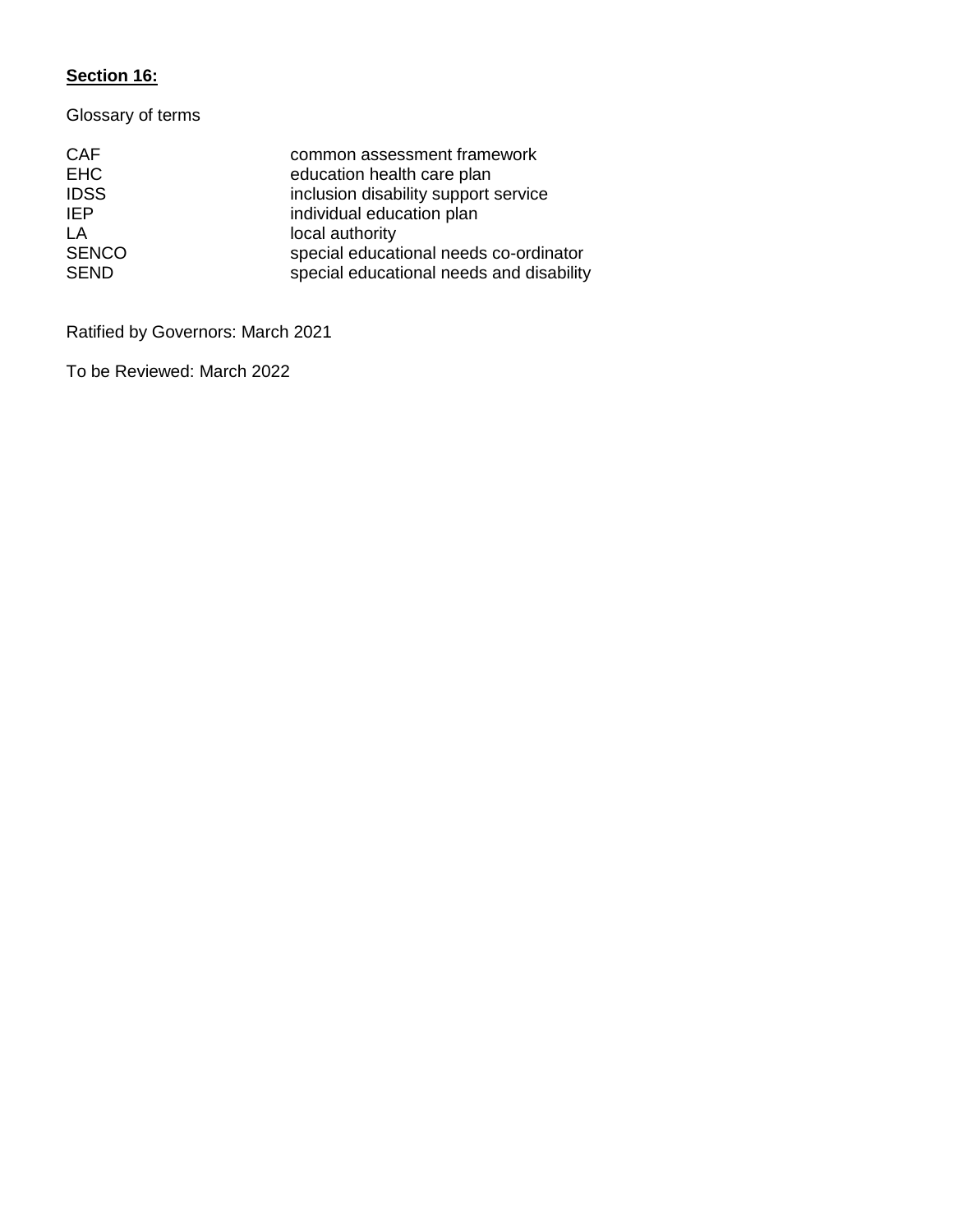**Section 16:**

Glossary of terms

| | |
|---|---|
| CAF | common assessment framework |
| EHC | education health care plan |
| IDSS | inclusion disability support service |
| IEP | individual education plan |
| LA | local authority |
| SENCO | special educational needs co-ordinator |
| SEND | special educational needs and disability |

Ratified by Governors: March 2021

To be Reviewed: March 2022